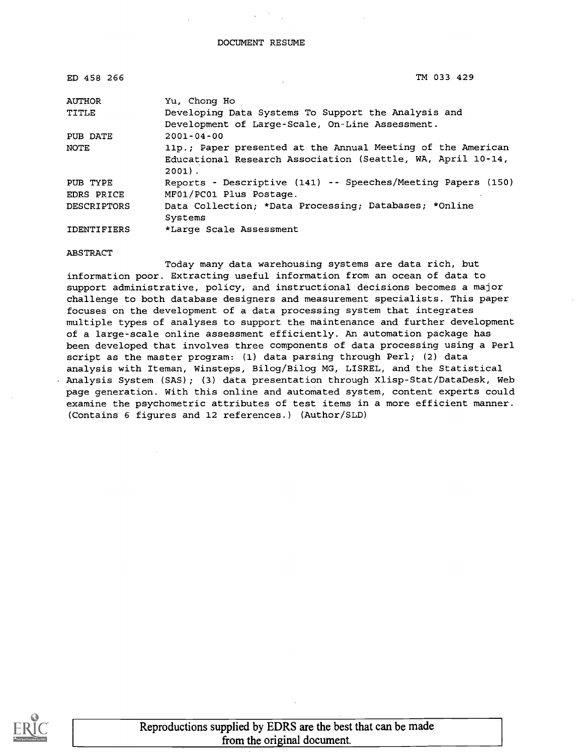DOCUMENT RESUME

| | | |
|---|---|---|
| ED 458 266 | | TM 033 429 |
| AUTHOR | Yu, Chong Ho | |
| TITLE | Developing Data Systems To Support the Analysis and Development of Large-Scale, On-Line Assessment. | |
| PUB DATE | 2001-04-00 | |
| NOTE | 11p.; Paper presented at the Annual Meeting of the American Educational Research Association (Seattle, WA, April 10-14, 2001). | |
| PUB TYPE | Reports - Descriptive (141) -- Speeches/Meeting Papers (150) | |
| EDRS PRICE | MF01/PC01 Plus Postage. | |
| DESCRIPTORS | Data Collection; *Data Processing; Databases; *Online Systems | |
| IDENTIFIERS | *Large Scale Assessment | |

ABSTRACT

Today many data warehousing systems are data rich, but information poor. Extracting useful information from an ocean of data to support administrative, policy, and instructional decisions becomes a major challenge to both database designers and measurement specialists. This paper focuses on the development of a data processing system that integrates multiple types of analyses to support the maintenance and further development of a large-scale online assessment efficiently. An automation package has been developed that involves three components of data processing using a Perl script as the master program: (1) data parsing through Perl; (2) data analysis with Iteman, Winsteps, Bilog/Bilog MG, LISREL, and the Statistical Analysis System (SAS); (3) data presentation through Xlisp-Stat/DataDesk, Web page generation. With this online and automated system, content experts could examine the psychometric attributes of test items in a more efficient manner. (Contains 6 figures and 12 references.) (Author/SLD)

Reproductions supplied by EDRS are the best that can be made from the original document.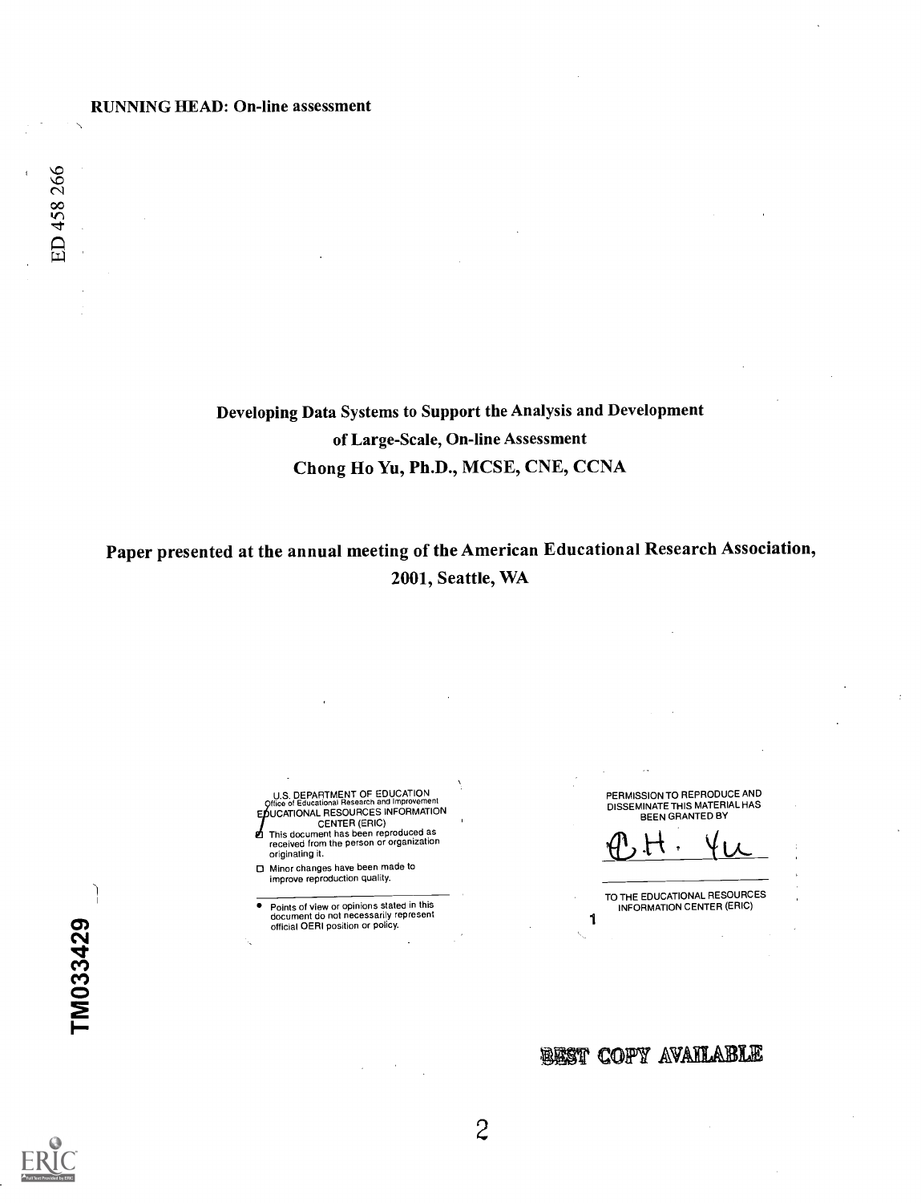RUNNING HEAD: On-line assessment

ED 458 266

**Developing Data Systems to Support the Analysis and Development of Large-Scale, On-line Assessment**

**Chong Ho Yu, Ph.D., MCSE, CNE, CCNA**

**Paper presented at the annual meeting of the American Educational Research Association, 2001, Seattle, WA**

U.S. DEPARTMENT OF EDUCATION
Office of Educational Research and Improvement
EDUCATIONAL RESOURCES INFORMATION CENTER (ERIC)

- [x] This document has been reproduced as received from the person or organization originating it.
- [ ] Minor changes have been made to improve reproduction quality.

- Points of view or opinions stated in this document do not necessarily represent official OERI position or policy.

PERMISSION TO REPRODUCE AND DISSEMINATE THIS MATERIAL HAS BEEN GRANTED BY

C.H. Yu

TO THE EDUCATIONAL RESOURCES INFORMATION CENTER (ERIC)

TM033429

BEST COPY AVAILABLE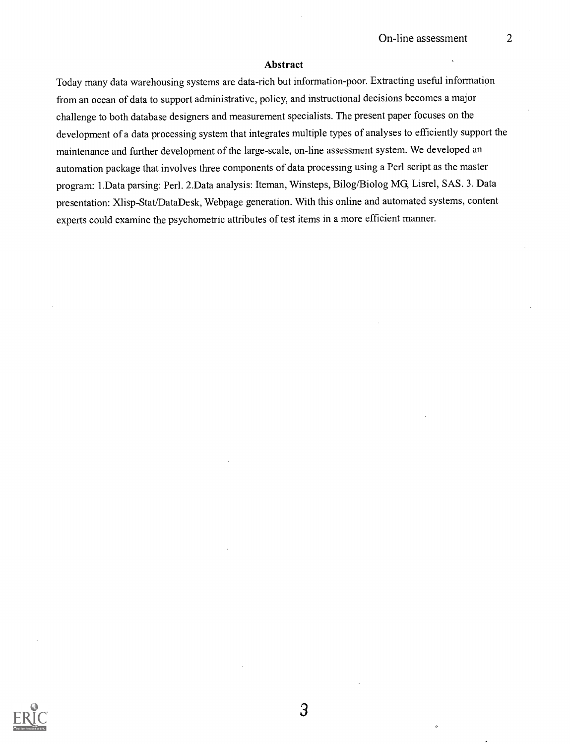## Abstract

Today many data warehousing systems are data-rich but information-poor. Extracting useful information from an ocean of data to support administrative, policy, and instructional decisions becomes a major challenge to both database designers and measurement specialists. The present paper focuses on the development of a data processing system that integrates multiple types of analyses to efficiently support the maintenance and further development of the large-scale, on-line assessment system. We developed an automation package that involves three components of data processing using a Perl script as the master program: 1.Data parsing: Perl. 2.Data analysis: Iteman, Winsteps, Bilog/Biolog MG, Lisrel, SAS. 3. Data presentation: Xlisp-Stat/DataDesk, Webpage generation. With this online and automated systems, content experts could examine the psychometric attributes of test items in a more efficient manner.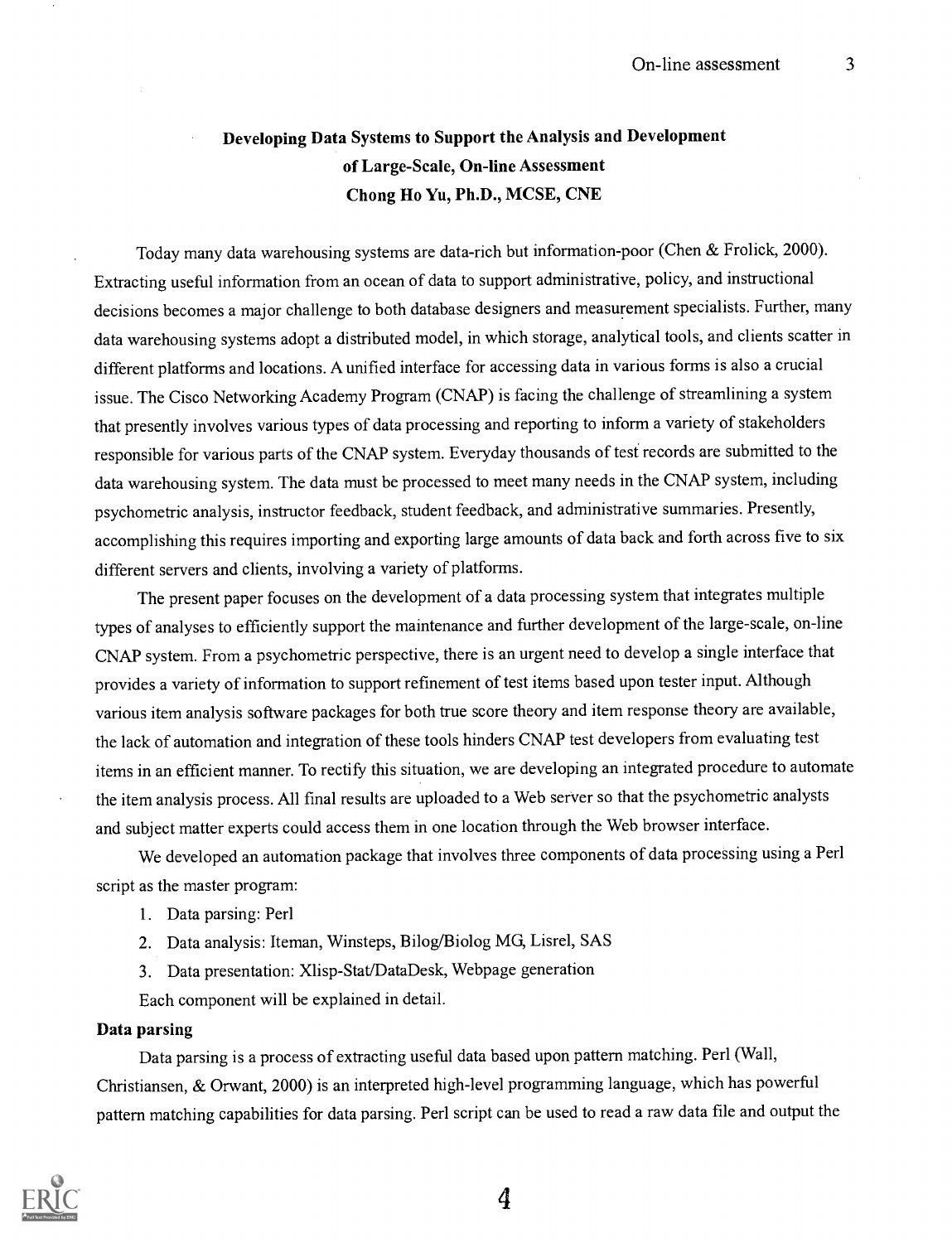# Developing Data Systems to Support the Analysis and Development of Large-Scale, On-line Assessment

**Chong Ho Yu, Ph.D., MCSE, CNE**

Today many data warehousing systems are data-rich but information-poor (Chen & Frolick, 2000). Extracting useful information from an ocean of data to support administrative, policy, and instructional decisions becomes a major challenge to both database designers and measurement specialists. Further, many data warehousing systems adopt a distributed model, in which storage, analytical tools, and clients scatter in different platforms and locations. A unified interface for accessing data in various forms is also a crucial issue. The Cisco Networking Academy Program (CNAP) is facing the challenge of streamlining a system that presently involves various types of data processing and reporting to inform a variety of stakeholders responsible for various parts of the CNAP system. Everyday thousands of test records are submitted to the data warehousing system. The data must be processed to meet many needs in the CNAP system, including psychometric analysis, instructor feedback, student feedback, and administrative summaries. Presently, accomplishing this requires importing and exporting large amounts of data back and forth across five to six different servers and clients, involving a variety of platforms.

The present paper focuses on the development of a data processing system that integrates multiple types of analyses to efficiently support the maintenance and further development of the large-scale, on-line CNAP system. From a psychometric perspective, there is an urgent need to develop a single interface that provides a variety of information to support refinement of test items based upon tester input. Although various item analysis software packages for both true score theory and item response theory are available, the lack of automation and integration of these tools hinders CNAP test developers from evaluating test items in an efficient manner. To rectify this situation, we are developing an integrated procedure to automate the item analysis process. All final results are uploaded to a Web server so that the psychometric analysts and subject matter experts could access them in one location through the Web browser interface.

We developed an automation package that involves three components of data processing using a Perl script as the master program:

1. Data parsing: Perl
2. Data analysis: Iteman, Winsteps, Bilog/Biolog MG, Lisrel, SAS
3. Data presentation: Xlisp-Stat/DataDesk, Webpage generation

Each component will be explained in detail.

### Data parsing

Data parsing is a process of extracting useful data based upon pattern matching. Perl (Wall, Christiansen, & Orwant, 2000) is an interpreted high-level programming language, which has powerful pattern matching capabilities for data parsing. Perl script can be used to read a raw data file and output the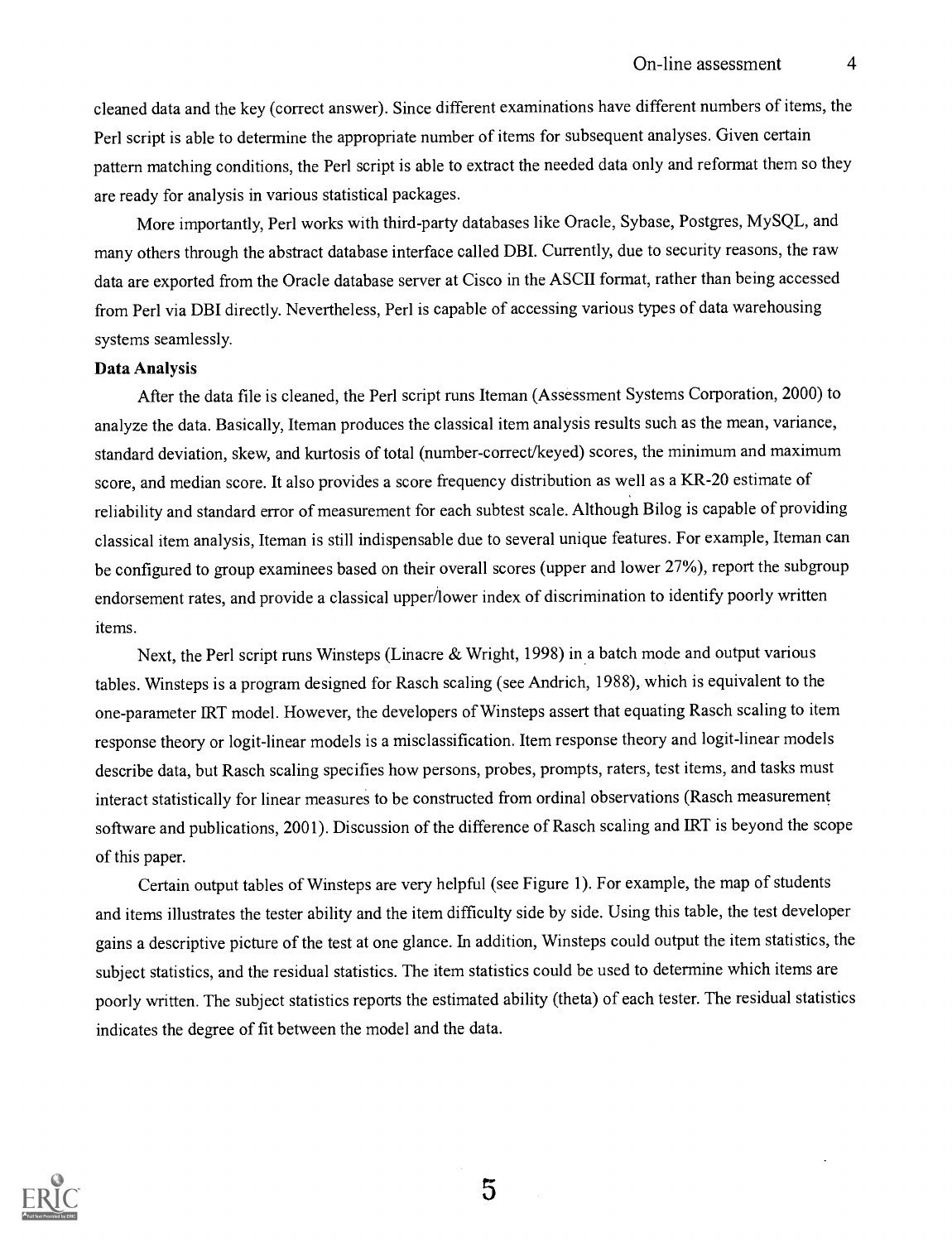cleaned data and the key (correct answer). Since different examinations have different numbers of items, the Perl script is able to determine the appropriate number of items for subsequent analyses. Given certain pattern matching conditions, the Perl script is able to extract the needed data only and reformat them so they are ready for analysis in various statistical packages.

More importantly, Perl works with third-party databases like Oracle, Sybase, Postgres, MySQL, and many others through the abstract database interface called DBI. Currently, due to security reasons, the raw data are exported from the Oracle database server at Cisco in the ASCII format, rather than being accessed from Perl via DBI directly. Nevertheless, Perl is capable of accessing various types of data warehousing systems seamlessly.

**Data Analysis**

After the data file is cleaned, the Perl script runs Iteman (Assessment Systems Corporation, 2000) to analyze the data. Basically, Iteman produces the classical item analysis results such as the mean, variance, standard deviation, skew, and kurtosis of total (number-correct/keyed) scores, the minimum and maximum score, and median score. It also provides a score frequency distribution as well as a KR-20 estimate of reliability and standard error of measurement for each subtest scale. Although Bilog is capable of providing classical item analysis, Iteman is still indispensable due to several unique features. For example, Iteman can be configured to group examinees based on their overall scores (upper and lower 27%), report the subgroup endorsement rates, and provide a classical upper/lower index of discrimination to identify poorly written items.

Next, the Perl script runs Winsteps (Linacre & Wright, 1998) in a batch mode and output various tables. Winsteps is a program designed for Rasch scaling (see Andrich, 1988), which is equivalent to the one-parameter IRT model. However, the developers of Winsteps assert that equating Rasch scaling to item response theory or logit-linear models is a misclassification. Item response theory and logit-linear models describe data, but Rasch scaling specifies how persons, probes, prompts, raters, test items, and tasks must interact statistically for linear measures to be constructed from ordinal observations (Rasch measurement software and publications, 2001). Discussion of the difference of Rasch scaling and IRT is beyond the scope of this paper.

Certain output tables of Winsteps are very helpful (see Figure 1). For example, the map of students and items illustrates the tester ability and the item difficulty side by side. Using this table, the test developer gains a descriptive picture of the test at one glance. In addition, Winsteps could output the item statistics, the subject statistics, and the residual statistics. The item statistics could be used to determine which items are poorly written. The subject statistics reports the estimated ability (theta) of each tester. The residual statistics indicates the degree of fit between the model and the data.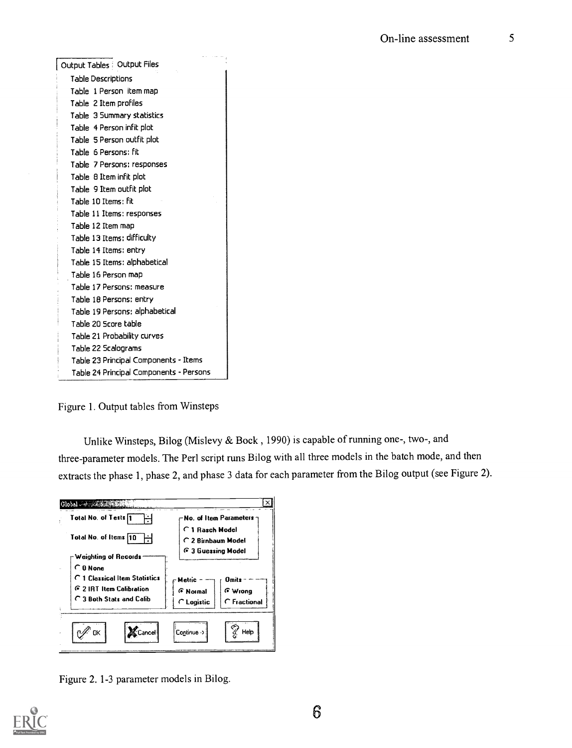Output Tables | Output Files

Table Descriptions
Table 1 Person item map
Table 2 Item profiles
Table 3 Summary statistics
Table 4 Person infit plot
Table 5 Person outfit plot
Table 6 Persons: fit
Table 7 Persons: responses
Table 8 Item infit plot
Table 9 Item outfit plot
Table 10 Items: fit
Table 11 Items: responses
Table 12 Item map
Table 13 Items: difficulty
Table 14 Items: entry
Table 15 Items: alphabetical
Table 16 Person map
Table 17 Persons: measure
Table 18 Persons: entry
Table 19 Persons: alphabetical
Table 20 Score table
Table 21 Probability curves
Table 22 Scalograms
Table 23 Principal Components - Items
Table 24 Principal Components - Persons

Figure 1. Output tables from Winsteps

Unlike Winsteps, Bilog (Mislevy & Bock , 1990) is capable of running one-, two-, and three-parameter models. The Perl script runs Bilog with all three models in the batch mode, and then extracts the phase 1, phase 2, and phase 3 data for each parameter from the Bilog output (see Figure 2).

Global

Total No. of Tests 1
Total No. of Items 10

No. of Item Parameters
1 Rasch Model
2 Birnbaum Model
3 Guessing Model

Weighting of Records
0 None
1 Classical Item Statistics
2 IRT Item Calibration
3 Both Stats and Calib

Metric
Normal
Logistic

Omits
Wrong
Fractional

OK | Cancel | Continue -> | Help

Figure 2. 1-3 parameter models in Bilog.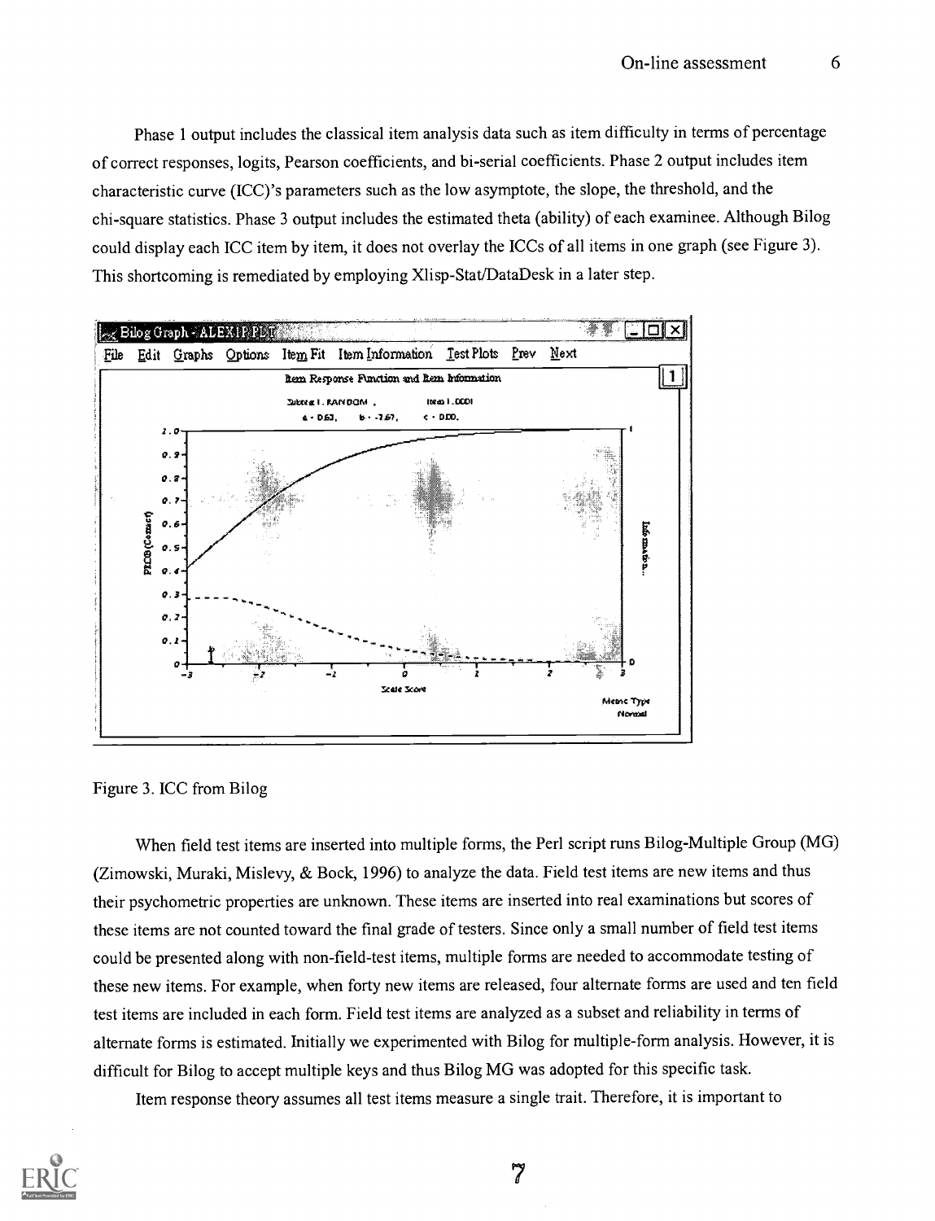Phase 1 output includes the classical item analysis data such as item difficulty in terms of percentage of correct responses, logits, Pearson coefficients, and bi-serial coefficients. Phase 2 output includes item characteristic curve (ICC)'s parameters such as the low asymptote, the slope, the threshold, and the chi-square statistics. Phase 3 output includes the estimated theta (ability) of each examinee. Although Bilog could display each ICC item by item, it does not overlay the ICCs of all items in one graph (see Figure 3). This shortcoming is remediated by employing Xlisp-Stat/DataDesk in a later step.

Figure 3. ICC from Bilog

When field test items are inserted into multiple forms, the Perl script runs Bilog-Multiple Group (MG) (Zimowski, Muraki, Mislevy, & Bock, 1996) to analyze the data. Field test items are new items and thus their psychometric properties are unknown. These items are inserted into real examinations but scores of these items are not counted toward the final grade of testers. Since only a small number of field test items could be presented along with non-field-test items, multiple forms are needed to accommodate testing of these new items. For example, when forty new items are released, four alternate forms are used and ten field test items are included in each form. Field test items are analyzed as a subset and reliability in terms of alternate forms is estimated. Initially we experimented with Bilog for multiple-form analysis. However, it is difficult for Bilog to accept multiple keys and thus Bilog MG was adopted for this specific task.

Item response theory assumes all test items measure a single trait. Therefore, it is important to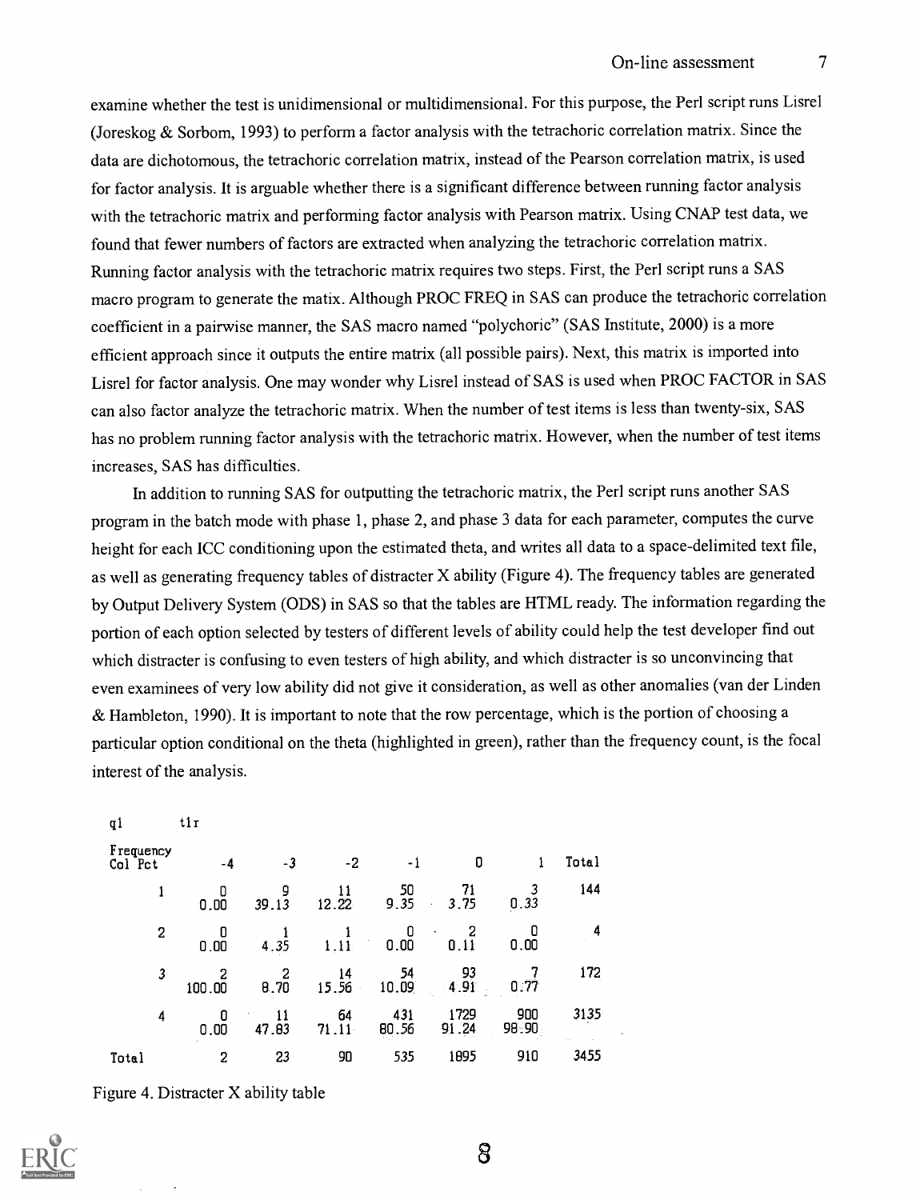examine whether the test is unidimensional or multidimensional. For this purpose, the Perl script runs Lisrel (Joreskog & Sorbom, 1993) to perform a factor analysis with the tetrachoric correlation matrix. Since the data are dichotomous, the tetrachoric correlation matrix, instead of the Pearson correlation matrix, is used for factor analysis. It is arguable whether there is a significant difference between running factor analysis with the tetrachoric matrix and performing factor analysis with Pearson matrix. Using CNAP test data, we found that fewer numbers of factors are extracted when analyzing the tetrachoric correlation matrix. Running factor analysis with the tetrachoric matrix requires two steps. First, the Perl script runs a SAS macro program to generate the matix. Although PROC FREQ in SAS can produce the tetrachoric correlation coefficient in a pairwise manner, the SAS macro named "polychoric" (SAS Institute, 2000) is a more efficient approach since it outputs the entire matrix (all possible pairs). Next, this matrix is imported into Lisrel for factor analysis. One may wonder why Lisrel instead of SAS is used when PROC FACTOR in SAS can also factor analyze the tetrachoric matrix. When the number of test items is less than twenty-six, SAS has no problem running factor analysis with the tetrachoric matrix. However, when the number of test items increases, SAS has difficulties.

In addition to running SAS for outputting the tetrachoric matrix, the Perl script runs another SAS program in the batch mode with phase 1, phase 2, and phase 3 data for each parameter, computes the curve height for each ICC conditioning upon the estimated theta, and writes all data to a space-delimited text file, as well as generating frequency tables of distracter X ability (Figure 4). The frequency tables are generated by Output Delivery System (ODS) in SAS so that the tables are HTML ready. The information regarding the portion of each option selected by testers of different levels of ability could help the test developer find out which distracter is confusing to even testers of high ability, and which distracter is so unconvincing that even examinees of very low ability did not give it consideration, as well as other anomalies (van der Linden & Hambleton, 1990). It is important to note that the row percentage, which is the portion of choosing a particular option conditional on the theta (highlighted in green), rather than the frequency count, is the focal interest of the analysis.

| q1 | t1r | | | | | | |
|---|---|---|---|---|---|---|---|
| Frequency<br>Col Pct | -4 | -3 | -2 | -1 | 0 | 1 | Total |
| 1 | 0<br>0.00 | 9<br>39.13 | 11<br>12.22 | 50<br>9.35 | 71<br>3.75 | 3<br>0.33 | 144 |
| 2 | 0<br>0.00 | 1<br>4.35 | 1<br>1.11 | 0<br>0.00 | 2<br>0.11 | 0<br>0.00 | 4 |
| 3 | 2<br>100.00 | 2<br>8.70 | 14<br>15.56 | 54<br>10.09 | 93<br>4.91 | 7<br>0.77 | 172 |
| 4 | 0<br>0.00 | 11<br>47.83 | 64<br>71.11 | 431<br>80.56 | 1729<br>91.24 | 900<br>98.90 | 3135 |
| Total | 2 | 23 | 90 | 535 | 1895 | 910 | 3455 |

Figure 4. Distracter X ability table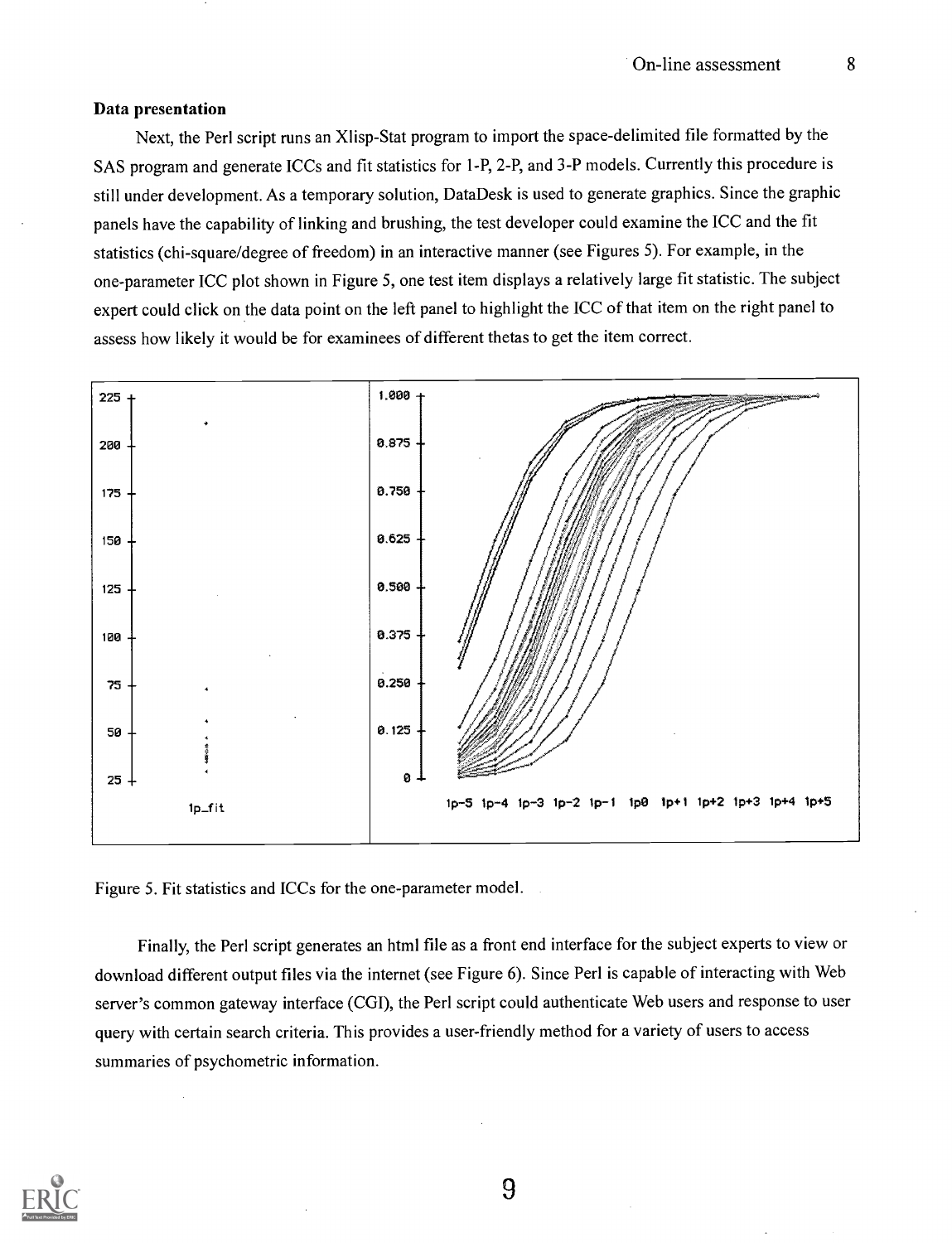### Data presentation

Next, the Perl script runs an Xlisp-Stat program to import the space-delimited file formatted by the SAS program and generate ICCs and fit statistics for 1-P, 2-P, and 3-P models. Currently this procedure is still under development. As a temporary solution, DataDesk is used to generate graphics. Since the graphic panels have the capability of linking and brushing, the test developer could examine the ICC and the fit statistics (chi-square/degree of freedom) in an interactive manner (see Figures 5). For example, in the one-parameter ICC plot shown in Figure 5, one test item displays a relatively large fit statistic. The subject expert could click on the data point on the left panel to highlight the ICC of that item on the right panel to assess how likely it would be for examinees of different thetas to get the item correct.

Figure 5. Fit statistics and ICCs for the one-parameter model.

Finally, the Perl script generates an html file as a front end interface for the subject experts to view or download different output files via the internet (see Figure 6). Since Perl is capable of interacting with Web server's common gateway interface (CGI), the Perl script could authenticate Web users and response to user query with certain search criteria. This provides a user-friendly method for a variety of users to access summaries of psychometric information.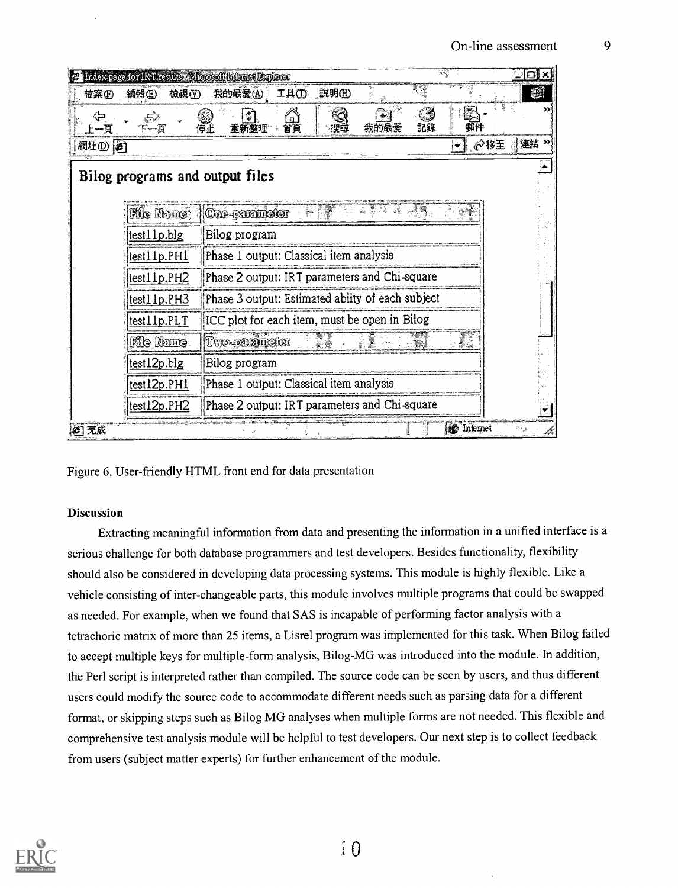Bilog programs and output files

| File Name | One-parameter |
|---|---|
| test11p.blg | Bilog program |
| test11p.PH1 | Phase 1 output: Classical item analysis |
| test11p.PH2 | Phase 2 output: IRT parameters and Chi-square |
| test11p.PH3 | Phase 3 output: Estimated abiity of each subject |
| test11p.PLT | ICC plot for each item, must be open in Bilog |
| **File Name** | **Two-parameter** |
| test12p.blg | Bilog program |
| test12p.PH1 | Phase 1 output: Classical item analysis |
| test12p.PH2 | Phase 2 output: IRT parameters and Chi-square |

Figure 6. User-friendly HTML front end for data presentation

**Discussion**

Extracting meaningful information from data and presenting the information in a unified interface is a serious challenge for both database programmers and test developers. Besides functionality, flexibility should also be considered in developing data processing systems. This module is highly flexible. Like a vehicle consisting of inter-changeable parts, this module involves multiple programs that could be swapped as needed. For example, when we found that SAS is incapable of performing factor analysis with a tetrachoric matrix of more than 25 items, a Lisrel program was implemented for this task. When Bilog failed to accept multiple keys for multiple-form analysis, Bilog-MG was introduced into the module. In addition, the Perl script is interpreted rather than compiled. The source code can be seen by users, and thus different users could modify the source code to accommodate different needs such as parsing data for a different format, or skipping steps such as Bilog MG analyses when multiple forms are not needed. This flexible and comprehensive test analysis module will be helpful to test developers. Our next step is to collect feedback from users (subject matter experts) for further enhancement of the module.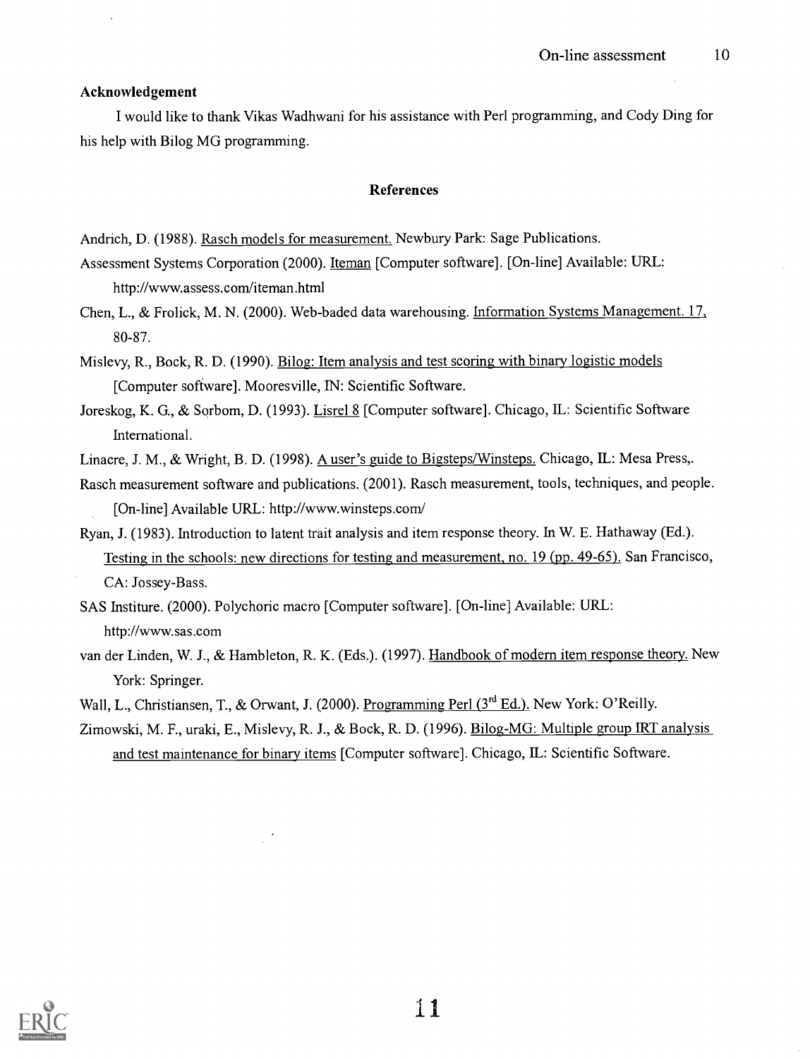### Acknowledgement

I would like to thank Vikas Wadhwani for his assistance with Perl programming, and Cody Ding for his help with Bilog MG programming.

### References

Andrich, D. (1988). Rasch models for measurement. Newbury Park: Sage Publications.

Assessment Systems Corporation (2000). Iteman [Computer software]. [On-line] Available: URL: http://www.assess.com/iteman.html

Chen, L., & Frolick, M. N. (2000). Web-baded data warehousing. Information Systems Management. 17, 80-87.

Mislevy, R., Bock, R. D. (1990). Bilog: Item analysis and test scoring with binary logistic models [Computer software]. Mooresville, IN: Scientific Software.

Joreskog, K. G., & Sorbom, D. (1993). Lisrel 8 [Computer software]. Chicago, IL: Scientific Software International.

Linacre, J. M., & Wright, B. D. (1998). A user's guide to Bigsteps/Winsteps. Chicago, IL: Mesa Press,.

Rasch measurement software and publications. (2001). Rasch measurement, tools, techniques, and people. [On-line] Available URL: http://www.winsteps.com/

Ryan, J. (1983). Introduction to latent trait analysis and item response theory. In W. E. Hathaway (Ed.). Testing in the schools: new directions for testing and measurement, no. 19 (pp. 49-65). San Francisco, CA: Jossey-Bass.

SAS Institure. (2000). Polychoric macro [Computer software]. [On-line] Available: URL: http://www.sas.com

van der Linden, W. J., & Hambleton, R. K. (Eds.). (1997). Handbook of modern item response theory. New York: Springer.

Wall, L., Christiansen, T., & Orwant, J. (2000). Programming Perl (3rd Ed.). New York: O'Reilly.

Zimowski, M. F., uraki, E., Mislevy, R. J., & Bock, R. D. (1996). Bilog-MG: Multiple group IRT analysis and test maintenance for binary items [Computer software]. Chicago, IL: Scientific Software.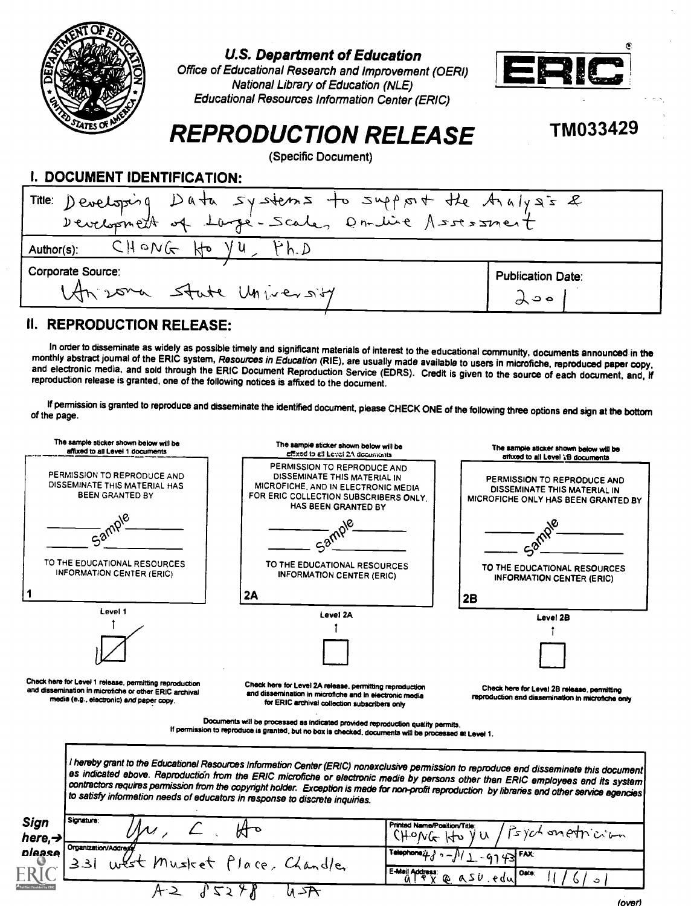U.S. Department of Education
Office of Educational Research and Improvement (OERI)
National Library of Education (NLE)
Educational Resources Information Center (ERIC)

ERIC

# REPRODUCTION RELEASE

TM033429

(Specific Document)

## I. DOCUMENT IDENTIFICATION:

| | |
|---|---|
| Title: Developing Data systems to support the Analysis & Development of Large-Scale, On-line Assessment | |
| Author(s): CHONG Ho YU, Ph.D | |
| Corporate Source: Arizona State University | Publication Date: 2001 |

## II. REPRODUCTION RELEASE:

In order to disseminate as widely as possible timely and significant materials of interest to the educational community, documents announced in the monthly abstract journal of the ERIC system, *Resources in Education* (RIE), are usually made available to users in microfiche, reproduced paper copy, and electronic media, and sold through the ERIC Document Reproduction Service (EDRS). Credit is given to the source of each document, and, if reproduction release is granted, one of the following notices is affixed to the document.

If permission is granted to reproduce and disseminate the identified document, please CHECK ONE of the following three options and sign at the bottom of the page.

| The sample sticker shown below will be affixed to all Level 1 documents | The sample sticker shown below will be affixed to all Level 2A documents | The sample sticker shown below will be affixed to all Level 2B documents |
|---|---|---|
| PERMISSION TO REPRODUCE AND DISSEMINATE THIS MATERIAL HAS BEEN GRANTED BY<br>Sample<br>TO THE EDUCATIONAL RESOURCES INFORMATION CENTER (ERIC) | PERMISSION TO REPRODUCE AND DISSEMINATE THIS MATERIAL IN MICROFICHE, AND IN ELECTRONIC MEDIA FOR ERIC COLLECTION SUBSCRIBERS ONLY, HAS BEEN GRANTED BY<br>Sample<br>TO THE EDUCATIONAL RESOURCES INFORMATION CENTER (ERIC) | PERMISSION TO REPRODUCE AND DISSEMINATE THIS MATERIAL IN MICROFICHE ONLY HAS BEEN GRANTED BY<br>Sample<br>TO THE EDUCATIONAL RESOURCES INFORMATION CENTER (ERIC) |
| 1 | 2A | 2B |
| Level 1 | Level 2A | Level 2B |
| [X] | [ ] | [ ] |
| Check here for Level 1 release, permitting reproduction and dissemination in microfiche or other ERIC archival media (e.g., electronic) *and* paper copy. | Check here for Level 2A release, permitting reproduction and dissemination in microfiche and in electronic media for ERIC archival collection subscribers only | Check here for Level 2B release, permitting reproduction and dissemination in microfiche only |

Documents will be processed as indicated provided reproduction quality permits.
If permission to reproduce is granted, but no box is checked, documents will be processed at Level 1.

*I hereby grant to the Educational Resources Information Center (ERIC) nonexclusive permission to reproduce and disseminate this document as indicated above. Reproduction from the ERIC microfiche or electronic media by persons other than ERIC employees and its system contractors requires permission from the copyright holder. Exception is made for non-profit reproduction by libraries and other service agencies to satisfy information needs of educators in response to discrete inquiries.*

**Sign here, → please**

| | |
|---|---|
| Signature: Yu, C. Ho | Printed Name/Position/Title: CHONG Ho Yu / Psychometrician |
| Organization/Address: 331 West Musket Place, Chandler AZ 85248 USA | Telephone: 480-812-9743 FAX: |
| | E-Mail Address: alex@asu.edu Date: 11/6/01 |

(over)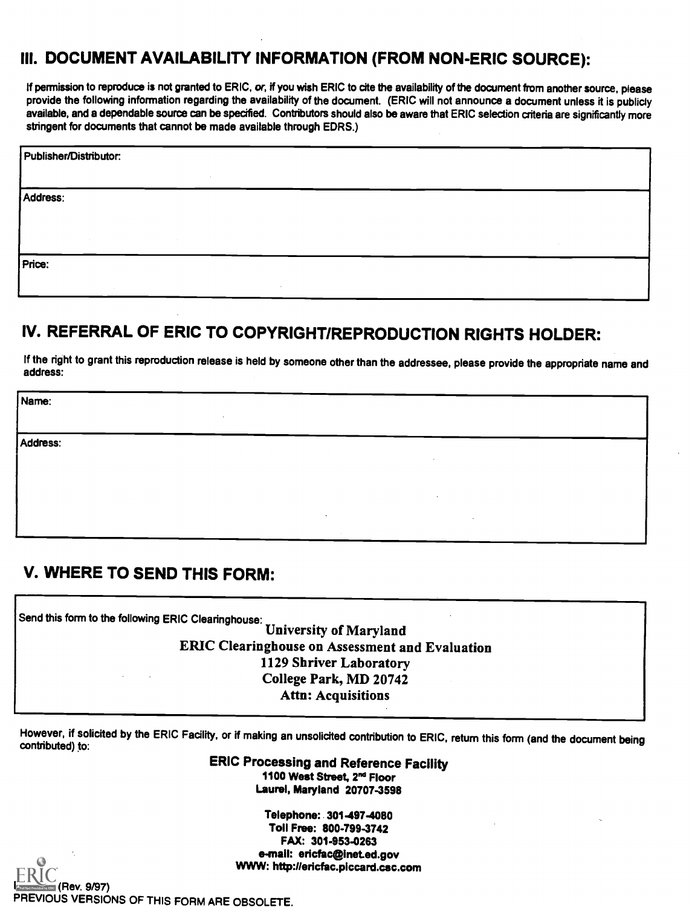## III. DOCUMENT AVAILABILITY INFORMATION (FROM NON-ERIC SOURCE):

If permission to reproduce is not granted to ERIC, *or*, if you wish ERIC to cite the availability of the document from another source, please provide the following information regarding the availability of the document. (ERIC will not announce a document unless it is publicly available, and a dependable source can be specified. Contributors should also be aware that ERIC selection criteria are significantly more stringent for documents that cannot be made available through EDRS.)

| |
|---|
| Publisher/Distributor: |
| Address: |
| Price: |

## IV. REFERRAL OF ERIC TO COPYRIGHT/REPRODUCTION RIGHTS HOLDER:

If the right to grant this reproduction release is held by someone other than the addressee, please provide the appropriate name and address:

| |
|---|
| Name: |
| Address: |

## V. WHERE TO SEND THIS FORM:

Send this form to the following ERIC Clearinghouse:

University of Maryland
ERIC Clearinghouse on Assessment and Evaluation
1129 Shriver Laboratory
College Park, MD 20742
Attn: Acquisitions

However, if solicited by the ERIC Facility, or if making an unsolicited contribution to ERIC, return this form (and the document being contributed) to:

**ERIC Processing and Reference Facility**
**1100 West Street, 2nd Floor**
**Laurel, Maryland 20707-3598**

**Telephone: 301-497-4080**
**Toll Free: 800-799-3742**
**FAX: 301-953-0263**
**e-mail: ericfac@inet.ed.gov**
**WWW: http://ericfac.piccard.csc.com**

(Rev. 9/97)
PREVIOUS VERSIONS OF THIS FORM ARE OBSOLETE.